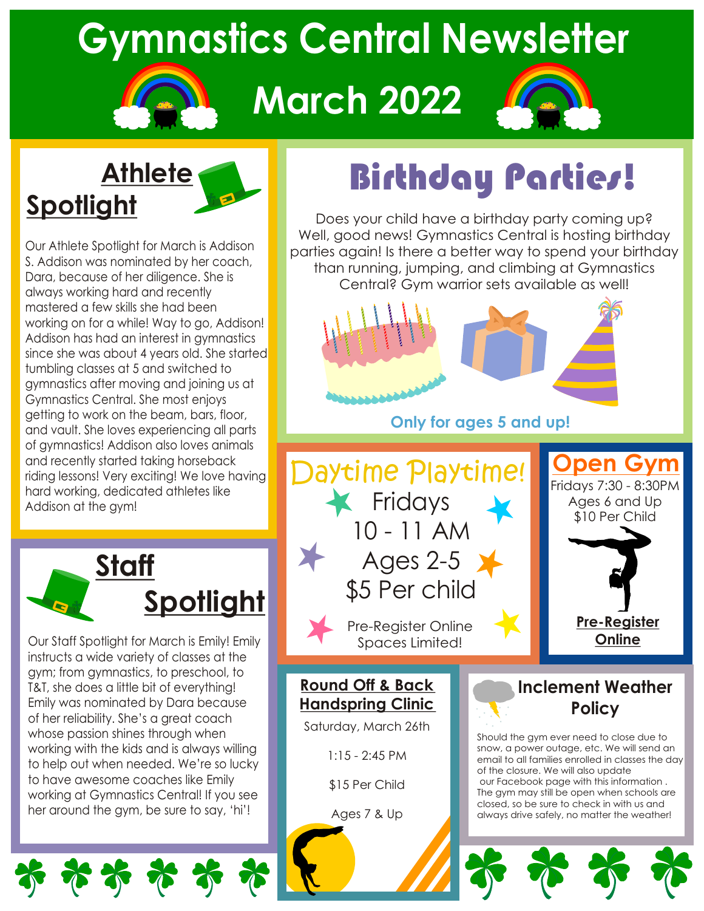# Gymnastics Central Newsletter

# March 2022

## Athlete Spotlight

Our Athlete Spotlight for March is Addison S. Addison was nominated by her coach, Dara, because of her diligence. She is always working hard and recently mastered a few skills she had been working on for a while! Way to go, Addison! Addison has had an interest in gymnastics since she was about 4 years old. She started tumbling classes at 5 and switched to gymnastics after moving and joining us at Gymnastics Central. She most enjoys getting to work on the beam, bars, floor, and vault. She loves experiencing all parts of gymnastics! Addison also loves animals and recently started taking horseback riding lessons! Very exciting! We love having hard working, dedicated athletes like Addison at the gym!

## Staff Spotlight

Our Staff Spotlight for March is Emily! Emily instructs a wide variety of classes at the gym; from gymnastics, to preschool, to T&T, she does a little bit of everything! Emily was nominated by Dara because of her reliability. She's a great coach whose passion shines through when working with the kids and is always willing to help out when needed. We're so lucky to have awesome coaches like Emily working at Gymnastics Central! If you see her around the gym, be sure to say, 'hi'!

## Birthday Parties!

Does your child have a birthday party coming up? Well, good news! Gymnastics Central is hosting birthday parties again! Is there a better way to spend your birthday than running, jumping, and climbing at Gymnastics Central? Gym warrior sets available as well!

**Only for ages 5 and up!**

## Daytime Playtime!

Fridays
10 - 11 AM
Ages 2-5
$5 Per child

Pre-Register Online
Spaces Limited!

## Open Gym

Fridays 7:30 - 8:30PM
Ages 6 and Up
$10 Per Child

**Pre-Register Online**

## Round Off & Back Handspring Clinic

Saturday, March 26th

1:15 - 2:45 PM

$15 Per Child

Ages 7 & Up

## Inclement Weather Policy

Should the gym ever need to close due to snow, a power outage, etc. We will send an email to all families enrolled in classes the day of the closure. We will also update our Facebook page with this information . The gym may still be open when schools are closed, so be sure to check in with us and always drive safely, no matter the weather!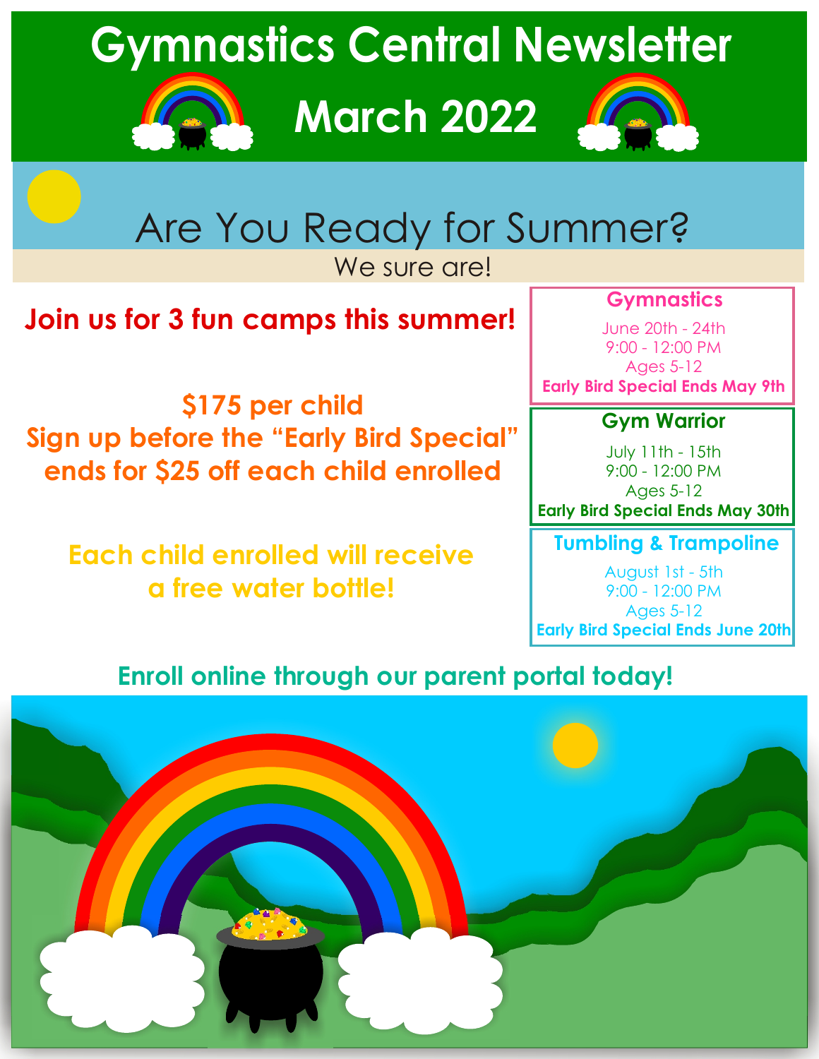# Gymnastics Central Newsletter

# March 2022

## Are You Ready for Summer?

We sure are!

**Join us for 3 fun camps this summer!**

**$175 per child**
**Sign up before the "Early Bird Special" ends for $25 off each child enrolled**

**Each child enrolled will receive a free water bottle!**

### Gymnastics

June 20th - 24th
9:00 - 12:00 PM
Ages 5-12
**Early Bird Special Ends May 9th**

### Gym Warrior

July 11th - 15th
9:00 - 12:00 PM
Ages 5-12
**Early Bird Special Ends May 30th**

### Tumbling & Trampoline

August 1st - 5th
9:00 - 12:00 PM
Ages 5-12
**Early Bird Special Ends June 20th**

**Enroll online through our parent portal today!**